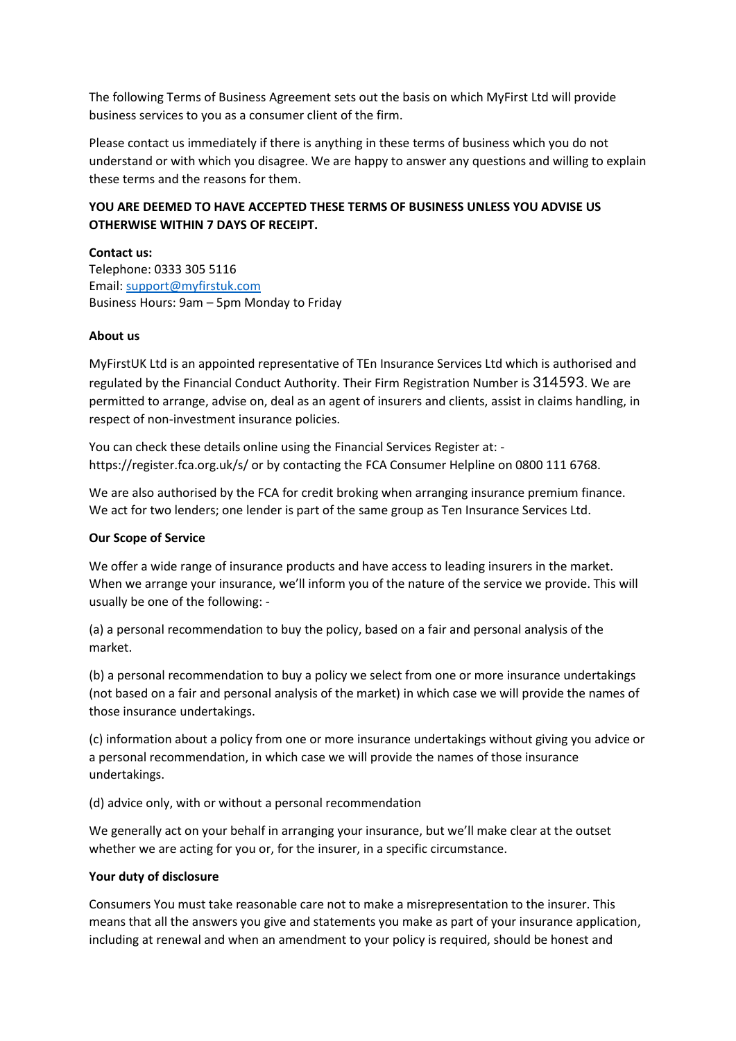The following Terms of Business Agreement sets out the basis on which MyFirst Ltd will provide business services to you as a consumer client of the firm.

Please contact us immediately if there is anything in these terms of business which you do not understand or with which you disagree. We are happy to answer any questions and willing to explain these terms and the reasons for them.

**YOU ARE DEEMED TO HAVE ACCEPTED THESE TERMS OF BUSINESS UNLESS YOU ADVISE US OTHERWISE WITHIN 7 DAYS OF RECEIPT.**

**Contact us:**
Telephone: 0333 305 5116
Email: [support@myfirstuk.com](mailto:support@myfirstuk.com)
Business Hours: 9am – 5pm Monday to Friday

**About us**

MyFirstUK Ltd is an appointed representative of TEn Insurance Services Ltd which is authorised and regulated by the Financial Conduct Authority. Their Firm Registration Number is 314593. We are permitted to arrange, advise on, deal as an agent of insurers and clients, assist in claims handling, in respect of non-investment insurance policies.

You can check these details online using the Financial Services Register at: - https://register.fca.org.uk/s/ or by contacting the FCA Consumer Helpline on 0800 111 6768.

We are also authorised by the FCA for credit broking when arranging insurance premium finance. We act for two lenders; one lender is part of the same group as Ten Insurance Services Ltd.

**Our Scope of Service**

We offer a wide range of insurance products and have access to leading insurers in the market. When we arrange your insurance, we'll inform you of the nature of the service we provide. This will usually be one of the following: -

(a) a personal recommendation to buy the policy, based on a fair and personal analysis of the market.

(b) a personal recommendation to buy a policy we select from one or more insurance undertakings (not based on a fair and personal analysis of the market) in which case we will provide the names of those insurance undertakings.

(c) information about a policy from one or more insurance undertakings without giving you advice or a personal recommendation, in which case we will provide the names of those insurance undertakings.

(d) advice only, with or without a personal recommendation

We generally act on your behalf in arranging your insurance, but we'll make clear at the outset whether we are acting for you or, for the insurer, in a specific circumstance.

**Your duty of disclosure**

Consumers You must take reasonable care not to make a misrepresentation to the insurer. This means that all the answers you give and statements you make as part of your insurance application, including at renewal and when an amendment to your policy is required, should be honest and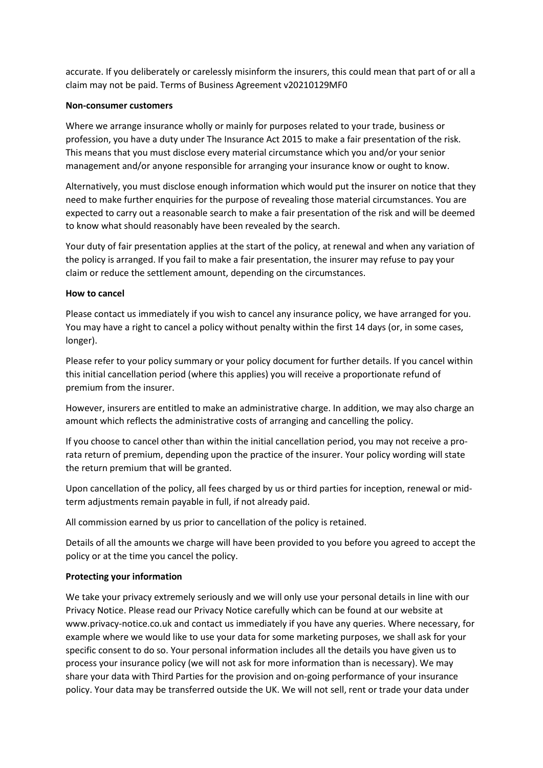accurate. If you deliberately or carelessly misinform the insurers, this could mean that part of or all a claim may not be paid. Terms of Business Agreement v20210129MF0

**Non-consumer customers**

Where we arrange insurance wholly or mainly for purposes related to your trade, business or profession, you have a duty under The Insurance Act 2015 to make a fair presentation of the risk. This means that you must disclose every material circumstance which you and/or your senior management and/or anyone responsible for arranging your insurance know or ought to know.

Alternatively, you must disclose enough information which would put the insurer on notice that they need to make further enquiries for the purpose of revealing those material circumstances. You are expected to carry out a reasonable search to make a fair presentation of the risk and will be deemed to know what should reasonably have been revealed by the search.

Your duty of fair presentation applies at the start of the policy, at renewal and when any variation of the policy is arranged. If you fail to make a fair presentation, the insurer may refuse to pay your claim or reduce the settlement amount, depending on the circumstances.

**How to cancel**

Please contact us immediately if you wish to cancel any insurance policy, we have arranged for you. You may have a right to cancel a policy without penalty within the first 14 days (or, in some cases, longer).

Please refer to your policy summary or your policy document for further details. If you cancel within this initial cancellation period (where this applies) you will receive a proportionate refund of premium from the insurer.

However, insurers are entitled to make an administrative charge. In addition, we may also charge an amount which reflects the administrative costs of arranging and cancelling the policy.

If you choose to cancel other than within the initial cancellation period, you may not receive a pro-rata return of premium, depending upon the practice of the insurer. Your policy wording will state the return premium that will be granted.

Upon cancellation of the policy, all fees charged by us or third parties for inception, renewal or mid-term adjustments remain payable in full, if not already paid.

All commission earned by us prior to cancellation of the policy is retained.

Details of all the amounts we charge will have been provided to you before you agreed to accept the policy or at the time you cancel the policy.

**Protecting your information**

We take your privacy extremely seriously and we will only use your personal details in line with our Privacy Notice. Please read our Privacy Notice carefully which can be found at our website at www.privacy-notice.co.uk and contact us immediately if you have any queries. Where necessary, for example where we would like to use your data for some marketing purposes, we shall ask for your specific consent to do so. Your personal information includes all the details you have given us to process your insurance policy (we will not ask for more information than is necessary). We may share your data with Third Parties for the provision and on-going performance of your insurance policy. Your data may be transferred outside the UK. We will not sell, rent or trade your data under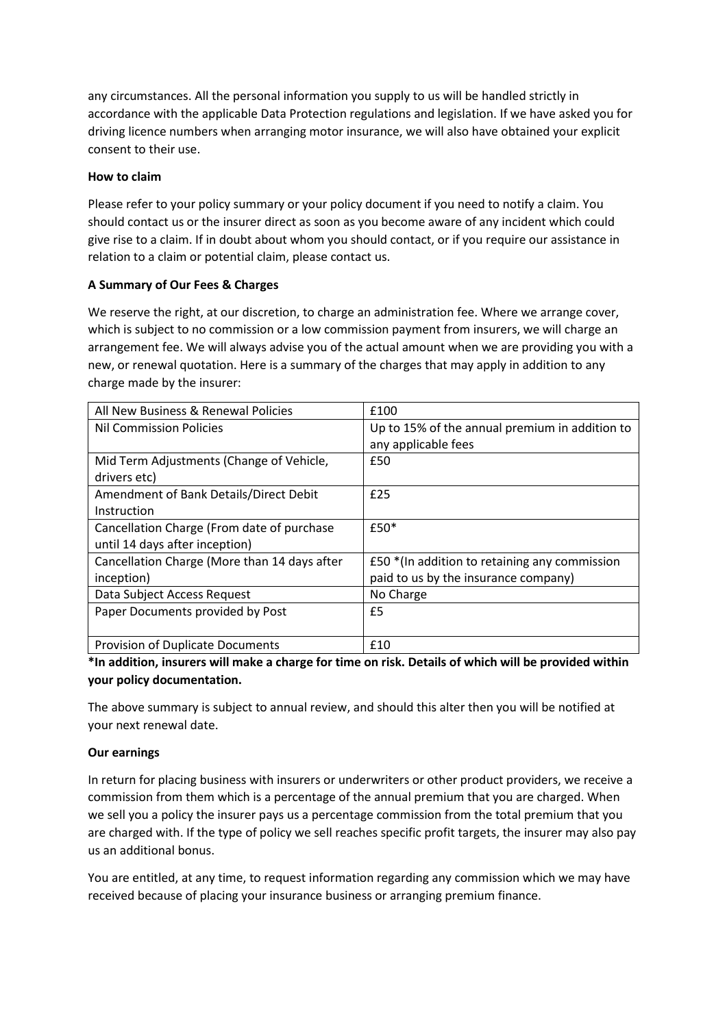any circumstances. All the personal information you supply to us will be handled strictly in accordance with the applicable Data Protection regulations and legislation. If we have asked you for driving licence numbers when arranging motor insurance, we will also have obtained your explicit consent to their use.

**How to claim**

Please refer to your policy summary or your policy document if you need to notify a claim. You should contact us or the insurer direct as soon as you become aware of any incident which could give rise to a claim. If in doubt about whom you should contact, or if you require our assistance in relation to a claim or potential claim, please contact us.

**A Summary of Our Fees & Charges**

We reserve the right, at our discretion, to charge an administration fee. Where we arrange cover, which is subject to no commission or a low commission payment from insurers, we will charge an arrangement fee. We will always advise you of the actual amount when we are providing you with a new, or renewal quotation. Here is a summary of the charges that may apply in addition to any charge made by the insurer:

| All New Business & Renewal Policies | £100 |
|---|---|
| Nil Commission Policies | Up to 15% of the annual premium in addition to any applicable fees |
| Mid Term Adjustments (Change of Vehicle, drivers etc) | £50 |
| Amendment of Bank Details/Direct Debit Instruction | £25 |
| Cancellation Charge (From date of purchase until 14 days after inception) | £50* |
| Cancellation Charge (More than 14 days after inception) | £50 *(In addition to retaining any commission paid to us by the insurance company) |
| Data Subject Access Request | No Charge |
| Paper Documents provided by Post | £5 |
| Provision of Duplicate Documents | £10 |

***In addition, insurers will make a charge for time on risk. Details of which will be provided within your policy documentation.**

The above summary is subject to annual review, and should this alter then you will be notified at your next renewal date.

**Our earnings**

In return for placing business with insurers or underwriters or other product providers, we receive a commission from them which is a percentage of the annual premium that you are charged. When we sell you a policy the insurer pays us a percentage commission from the total premium that you are charged with. If the type of policy we sell reaches specific profit targets, the insurer may also pay us an additional bonus.

You are entitled, at any time, to request information regarding any commission which we may have received because of placing your insurance business or arranging premium finance.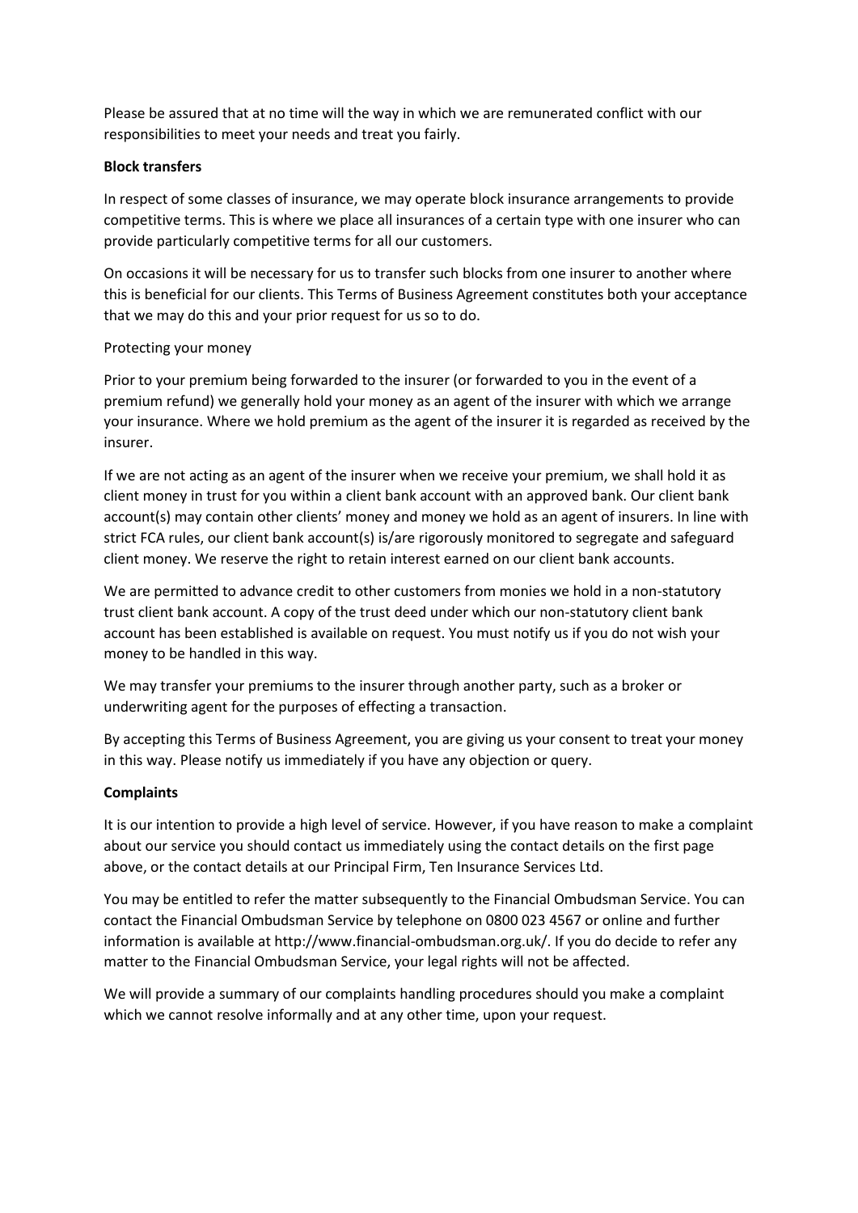Please be assured that at no time will the way in which we are remunerated conflict with our responsibilities to meet your needs and treat you fairly.

**Block transfers**

In respect of some classes of insurance, we may operate block insurance arrangements to provide competitive terms. This is where we place all insurances of a certain type with one insurer who can provide particularly competitive terms for all our customers.

On occasions it will be necessary for us to transfer such blocks from one insurer to another where this is beneficial for our clients. This Terms of Business Agreement constitutes both your acceptance that we may do this and your prior request for us so to do.

Protecting your money

Prior to your premium being forwarded to the insurer (or forwarded to you in the event of a premium refund) we generally hold your money as an agent of the insurer with which we arrange your insurance. Where we hold premium as the agent of the insurer it is regarded as received by the insurer.

If we are not acting as an agent of the insurer when we receive your premium, we shall hold it as client money in trust for you within a client bank account with an approved bank. Our client bank account(s) may contain other clients' money and money we hold as an agent of insurers. In line with strict FCA rules, our client bank account(s) is/are rigorously monitored to segregate and safeguard client money. We reserve the right to retain interest earned on our client bank accounts.

We are permitted to advance credit to other customers from monies we hold in a non-statutory trust client bank account. A copy of the trust deed under which our non-statutory client bank account has been established is available on request. You must notify us if you do not wish your money to be handled in this way.

We may transfer your premiums to the insurer through another party, such as a broker or underwriting agent for the purposes of effecting a transaction.

By accepting this Terms of Business Agreement, you are giving us your consent to treat your money in this way. Please notify us immediately if you have any objection or query.

**Complaints**

It is our intention to provide a high level of service. However, if you have reason to make a complaint about our service you should contact us immediately using the contact details on the first page above, or the contact details at our Principal Firm, Ten Insurance Services Ltd.

You may be entitled to refer the matter subsequently to the Financial Ombudsman Service. You can contact the Financial Ombudsman Service by telephone on 0800 023 4567 or online and further information is available at http://www.financial-ombudsman.org.uk/. If you do decide to refer any matter to the Financial Ombudsman Service, your legal rights will not be affected.

We will provide a summary of our complaints handling procedures should you make a complaint which we cannot resolve informally and at any other time, upon your request.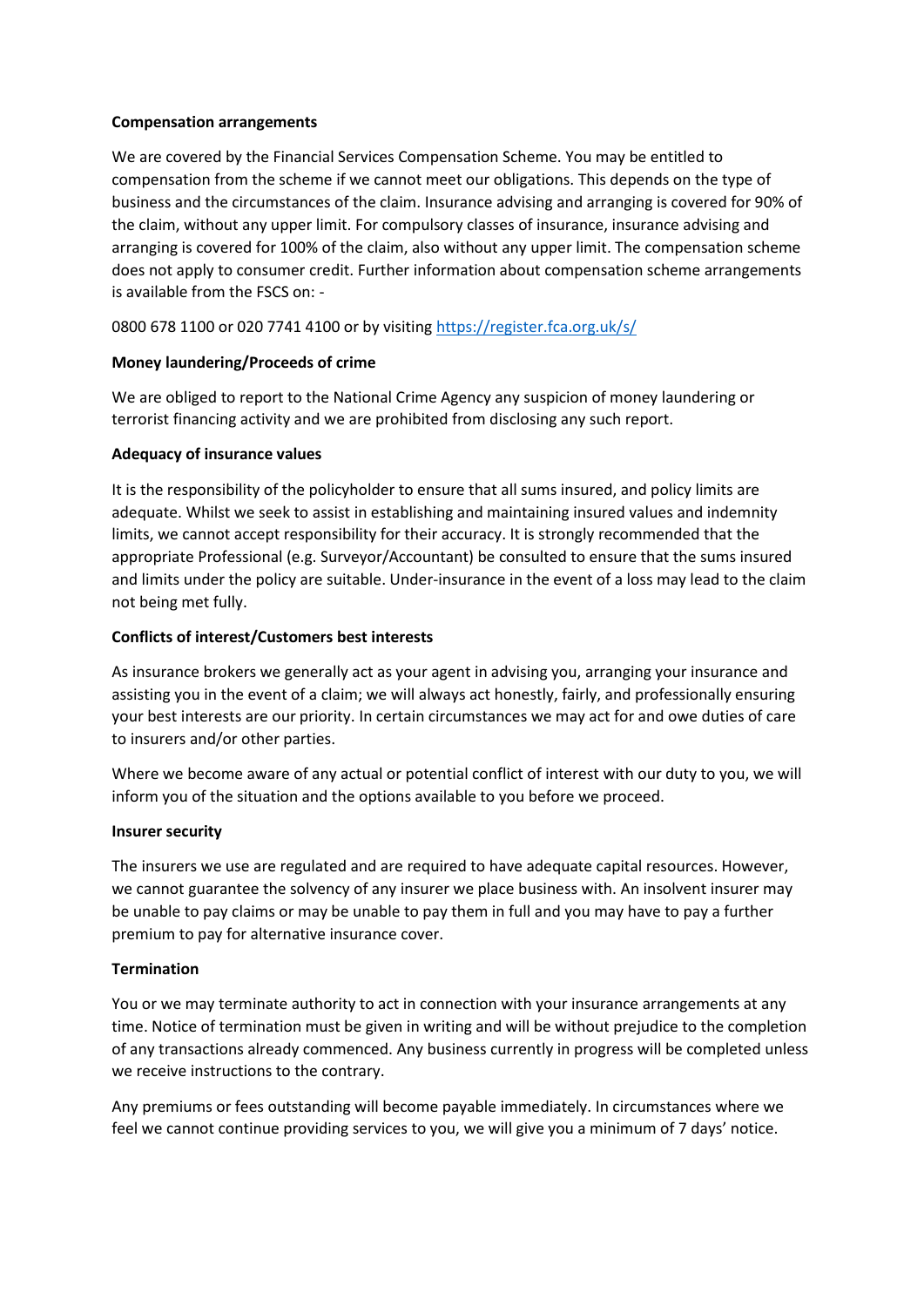**Compensation arrangements**

We are covered by the Financial Services Compensation Scheme. You may be entitled to compensation from the scheme if we cannot meet our obligations. This depends on the type of business and the circumstances of the claim. Insurance advising and arranging is covered for 90% of the claim, without any upper limit. For compulsory classes of insurance, insurance advising and arranging is covered for 100% of the claim, also without any upper limit. The compensation scheme does not apply to consumer credit. Further information about compensation scheme arrangements is available from the FSCS on: -

0800 678 1100 or 020 7741 4100 or by visiting https://register.fca.org.uk/s/

**Money laundering/Proceeds of crime**

We are obliged to report to the National Crime Agency any suspicion of money laundering or terrorist financing activity and we are prohibited from disclosing any such report.

**Adequacy of insurance values**

It is the responsibility of the policyholder to ensure that all sums insured, and policy limits are adequate. Whilst we seek to assist in establishing and maintaining insured values and indemnity limits, we cannot accept responsibility for their accuracy. It is strongly recommended that the appropriate Professional (e.g. Surveyor/Accountant) be consulted to ensure that the sums insured and limits under the policy are suitable. Under-insurance in the event of a loss may lead to the claim not being met fully.

**Conflicts of interest/Customers best interests**

As insurance brokers we generally act as your agent in advising you, arranging your insurance and assisting you in the event of a claim; we will always act honestly, fairly, and professionally ensuring your best interests are our priority. In certain circumstances we may act for and owe duties of care to insurers and/or other parties.

Where we become aware of any actual or potential conflict of interest with our duty to you, we will inform you of the situation and the options available to you before we proceed.

**Insurer security**

The insurers we use are regulated and are required to have adequate capital resources. However, we cannot guarantee the solvency of any insurer we place business with. An insolvent insurer may be unable to pay claims or may be unable to pay them in full and you may have to pay a further premium to pay for alternative insurance cover.

**Termination**

You or we may terminate authority to act in connection with your insurance arrangements at any time. Notice of termination must be given in writing and will be without prejudice to the completion of any transactions already commenced. Any business currently in progress will be completed unless we receive instructions to the contrary.

Any premiums or fees outstanding will become payable immediately. In circumstances where we feel we cannot continue providing services to you, we will give you a minimum of 7 days' notice.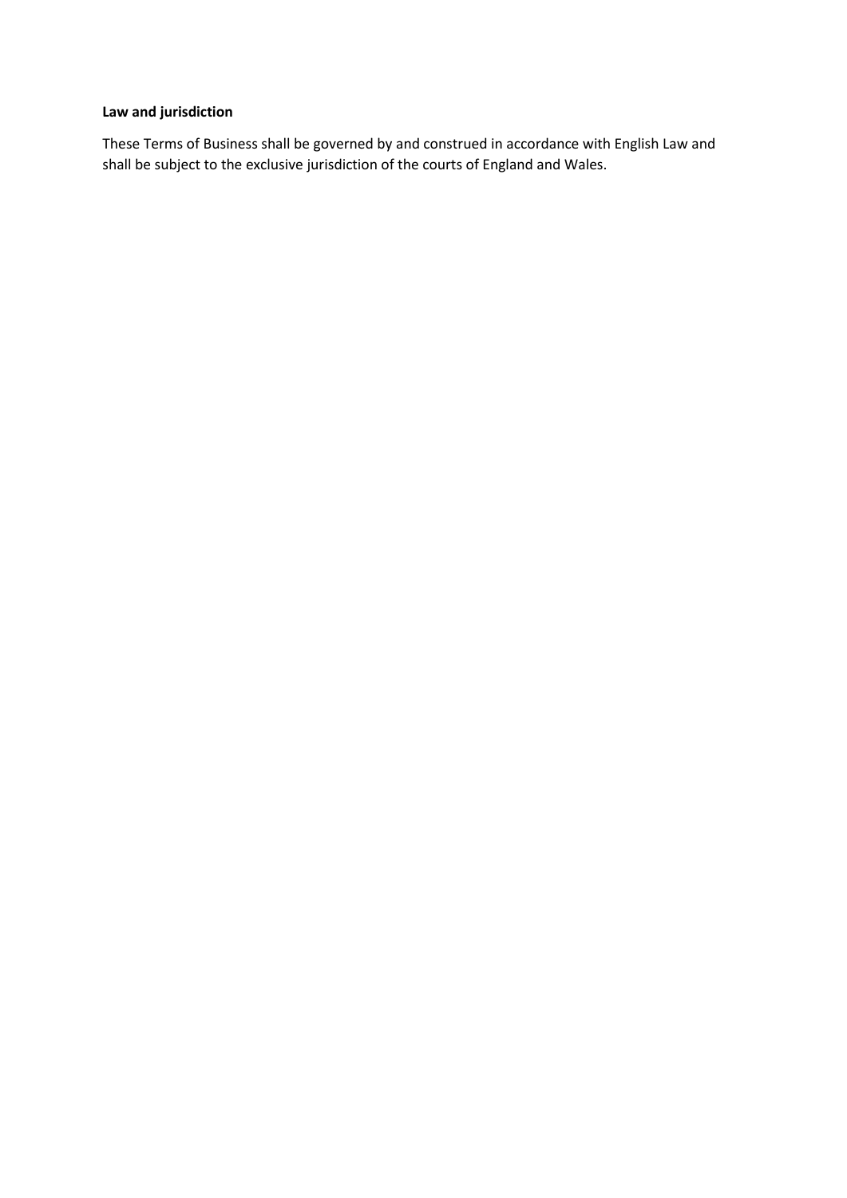**Law and jurisdiction**

These Terms of Business shall be governed by and construed in accordance with English Law and shall be subject to the exclusive jurisdiction of the courts of England and Wales.